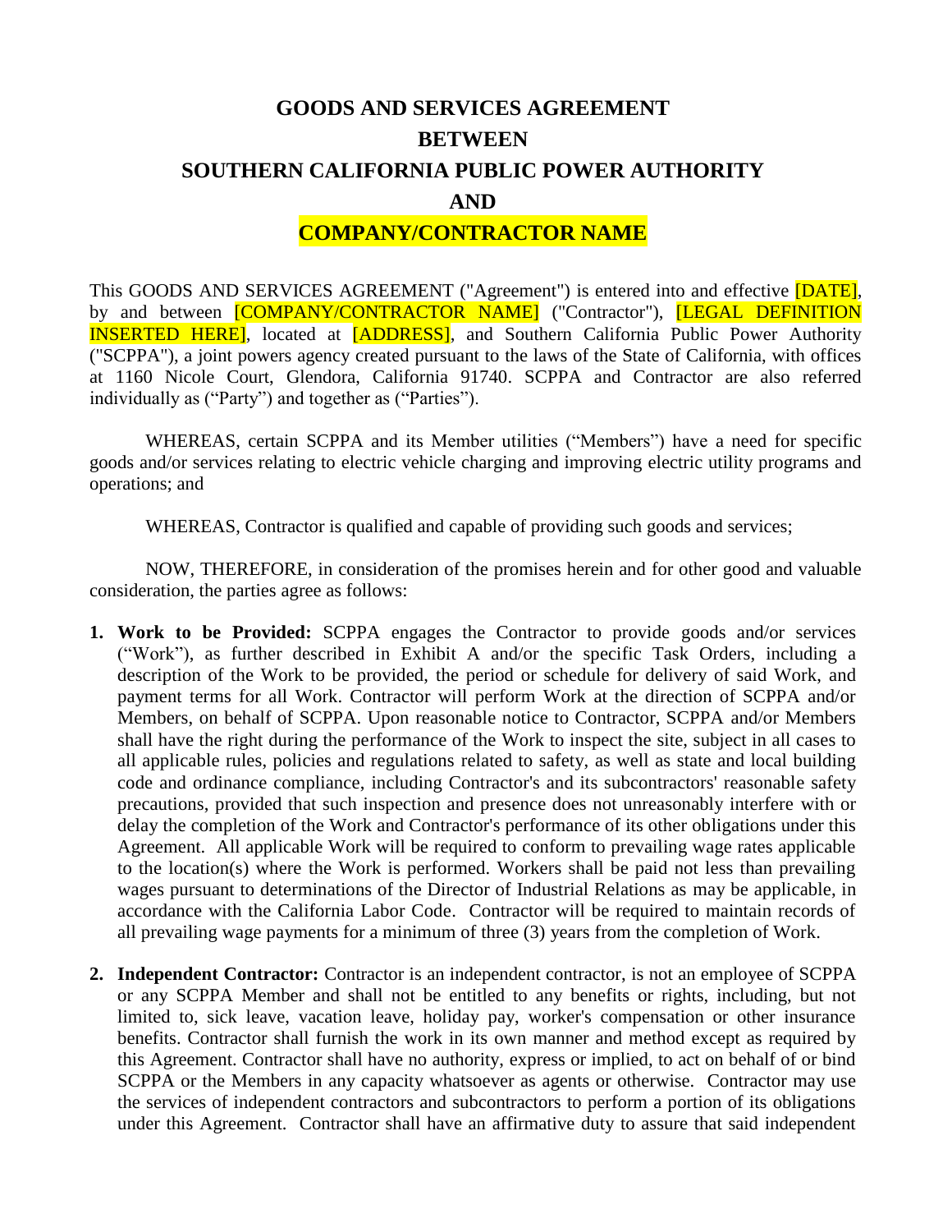# GOODS AND SERVICES AGREEMENT
# BETWEEN
# SOUTHERN CALIFORNIA PUBLIC POWER AUTHORITY
# AND
# COMPANY/CONTRACTOR NAME

This GOODS AND SERVICES AGREEMENT ("Agreement") is entered into and effective [DATE], by and between [COMPANY/CONTRACTOR NAME] ("Contractor"), [LEGAL DEFINITION INSERTED HERE], located at [ADDRESS], and Southern California Public Power Authority ("SCPPA"), a joint powers agency created pursuant to the laws of the State of California, with offices at 1160 Nicole Court, Glendora, California 91740. SCPPA and Contractor are also referred individually as ("Party") and together as ("Parties").

WHEREAS, certain SCPPA and its Member utilities ("Members") have a need for specific goods and/or services relating to electric vehicle charging and improving electric utility programs and operations; and

WHEREAS, Contractor is qualified and capable of providing such goods and services;

NOW, THEREFORE, in consideration of the promises herein and for other good and valuable consideration, the parties agree as follows:

1. **Work to be Provided:** SCPPA engages the Contractor to provide goods and/or services ("Work"), as further described in Exhibit A and/or the specific Task Orders, including a description of the Work to be provided, the period or schedule for delivery of said Work, and payment terms for all Work. Contractor will perform Work at the direction of SCPPA and/or Members, on behalf of SCPPA. Upon reasonable notice to Contractor, SCPPA and/or Members shall have the right during the performance of the Work to inspect the site, subject in all cases to all applicable rules, policies and regulations related to safety, as well as state and local building code and ordinance compliance, including Contractor's and its subcontractors' reasonable safety precautions, provided that such inspection and presence does not unreasonably interfere with or delay the completion of the Work and Contractor's performance of its other obligations under this Agreement. All applicable Work will be required to conform to prevailing wage rates applicable to the location(s) where the Work is performed. Workers shall be paid not less than prevailing wages pursuant to determinations of the Director of Industrial Relations as may be applicable, in accordance with the California Labor Code. Contractor will be required to maintain records of all prevailing wage payments for a minimum of three (3) years from the completion of Work.

2. **Independent Contractor:** Contractor is an independent contractor, is not an employee of SCPPA or any SCPPA Member and shall not be entitled to any benefits or rights, including, but not limited to, sick leave, vacation leave, holiday pay, worker's compensation or other insurance benefits. Contractor shall furnish the work in its own manner and method except as required by this Agreement. Contractor shall have no authority, express or implied, to act on behalf of or bind SCPPA or the Members in any capacity whatsoever as agents or otherwise. Contractor may use the services of independent contractors and subcontractors to perform a portion of its obligations under this Agreement. Contractor shall have an affirmative duty to assure that said independent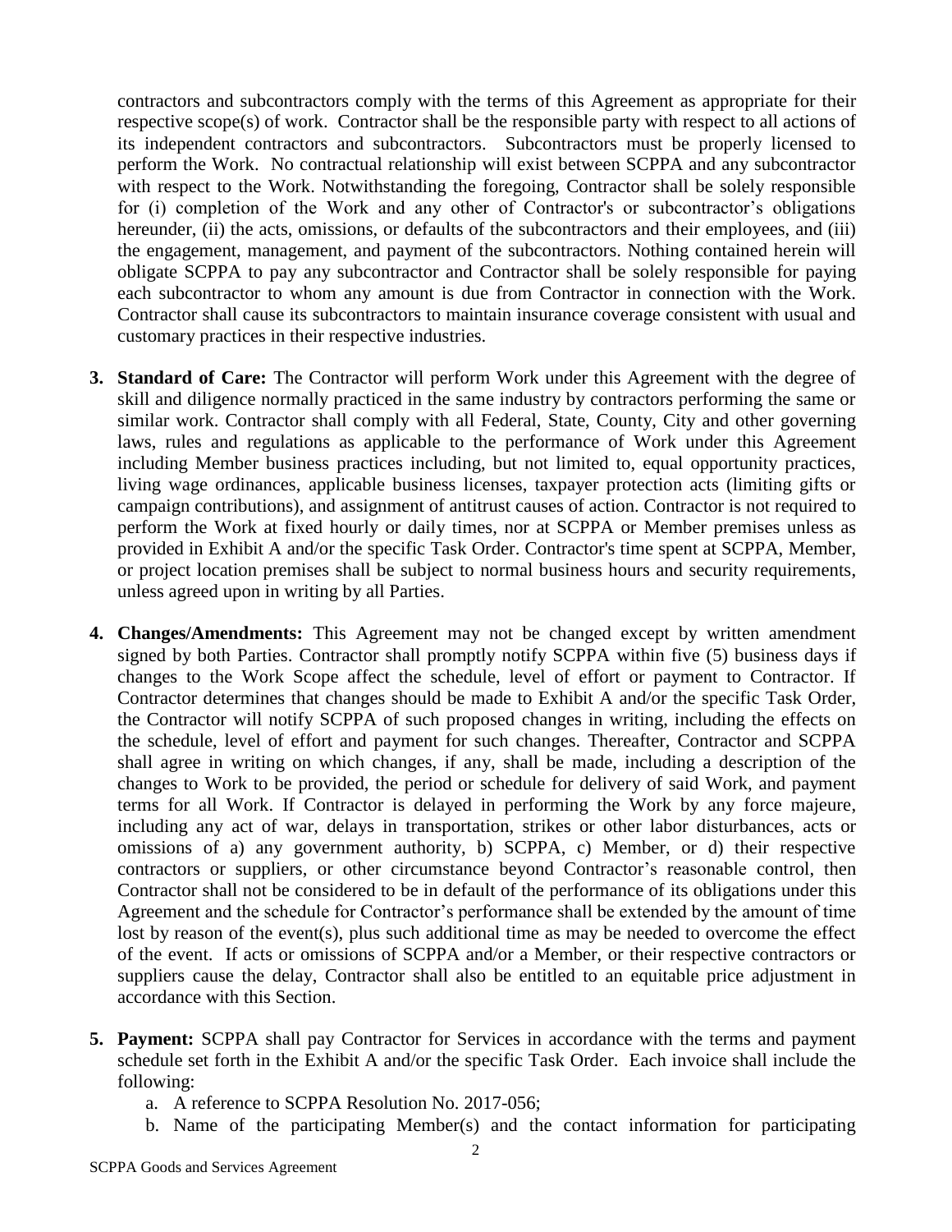contractors and subcontractors comply with the terms of this Agreement as appropriate for their respective scope(s) of work. Contractor shall be the responsible party with respect to all actions of its independent contractors and subcontractors. Subcontractors must be properly licensed to perform the Work. No contractual relationship will exist between SCPPA and any subcontractor with respect to the Work. Notwithstanding the foregoing, Contractor shall be solely responsible for (i) completion of the Work and any other of Contractor's or subcontractor's obligations hereunder, (ii) the acts, omissions, or defaults of the subcontractors and their employees, and (iii) the engagement, management, and payment of the subcontractors. Nothing contained herein will obligate SCPPA to pay any subcontractor and Contractor shall be solely responsible for paying each subcontractor to whom any amount is due from Contractor in connection with the Work. Contractor shall cause its subcontractors to maintain insurance coverage consistent with usual and customary practices in their respective industries.

3. **Standard of Care:** The Contractor will perform Work under this Agreement with the degree of skill and diligence normally practiced in the same industry by contractors performing the same or similar work. Contractor shall comply with all Federal, State, County, City and other governing laws, rules and regulations as applicable to the performance of Work under this Agreement including Member business practices including, but not limited to, equal opportunity practices, living wage ordinances, applicable business licenses, taxpayer protection acts (limiting gifts or campaign contributions), and assignment of antitrust causes of action. Contractor is not required to perform the Work at fixed hourly or daily times, nor at SCPPA or Member premises unless as provided in Exhibit A and/or the specific Task Order. Contractor's time spent at SCPPA, Member, or project location premises shall be subject to normal business hours and security requirements, unless agreed upon in writing by all Parties.

4. **Changes/Amendments:** This Agreement may not be changed except by written amendment signed by both Parties. Contractor shall promptly notify SCPPA within five (5) business days if changes to the Work Scope affect the schedule, level of effort or payment to Contractor. If Contractor determines that changes should be made to Exhibit A and/or the specific Task Order, the Contractor will notify SCPPA of such proposed changes in writing, including the effects on the schedule, level of effort and payment for such changes. Thereafter, Contractor and SCPPA shall agree in writing on which changes, if any, shall be made, including a description of the changes to Work to be provided, the period or schedule for delivery of said Work, and payment terms for all Work. If Contractor is delayed in performing the Work by any force majeure, including any act of war, delays in transportation, strikes or other labor disturbances, acts or omissions of a) any government authority, b) SCPPA, c) Member, or d) their respective contractors or suppliers, or other circumstance beyond Contractor's reasonable control, then Contractor shall not be considered to be in default of the performance of its obligations under this Agreement and the schedule for Contractor's performance shall be extended by the amount of time lost by reason of the event(s), plus such additional time as may be needed to overcome the effect of the event. If acts or omissions of SCPPA and/or a Member, or their respective contractors or suppliers cause the delay, Contractor shall also be entitled to an equitable price adjustment in accordance with this Section.

5. **Payment:** SCPPA shall pay Contractor for Services in accordance with the terms and payment schedule set forth in the Exhibit A and/or the specific Task Order. Each invoice shall include the following:
   a. A reference to SCPPA Resolution No. 2017-056;
   b. Name of the participating Member(s) and the contact information for participating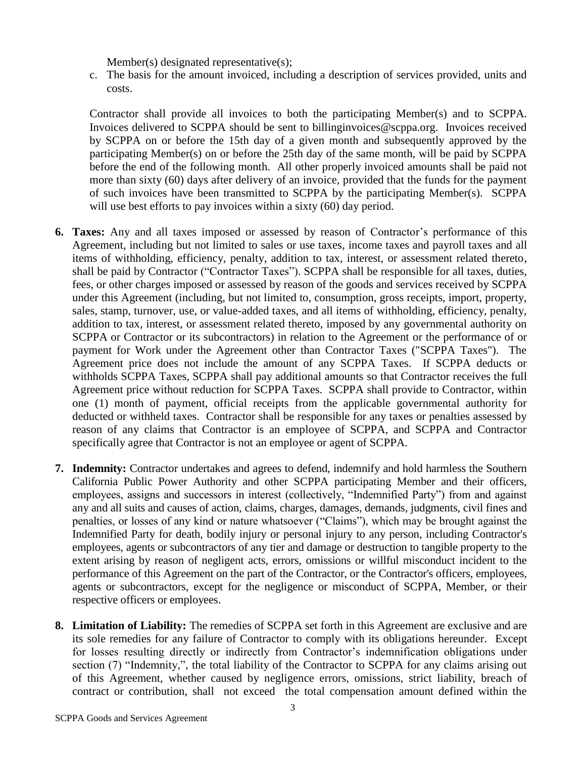Member(s) designated representative(s);

c. The basis for the amount invoiced, including a description of services provided, units and costs.

Contractor shall provide all invoices to both the participating Member(s) and to SCPPA. Invoices delivered to SCPPA should be sent to billinginvoices@scppa.org. Invoices received by SCPPA on or before the 15th day of a given month and subsequently approved by the participating Member(s) on or before the 25th day of the same month, will be paid by SCPPA before the end of the following month. All other properly invoiced amounts shall be paid not more than sixty (60) days after delivery of an invoice, provided that the funds for the payment of such invoices have been transmitted to SCPPA by the participating Member(s). SCPPA will use best efforts to pay invoices within a sixty (60) day period.

6. **Taxes:** Any and all taxes imposed or assessed by reason of Contractor's performance of this Agreement, including but not limited to sales or use taxes, income taxes and payroll taxes and all items of withholding, efficiency, penalty, addition to tax, interest, or assessment related thereto, shall be paid by Contractor ("Contractor Taxes"). SCPPA shall be responsible for all taxes, duties, fees, or other charges imposed or assessed by reason of the goods and services received by SCPPA under this Agreement (including, but not limited to, consumption, gross receipts, import, property, sales, stamp, turnover, use, or value-added taxes, and all items of withholding, efficiency, penalty, addition to tax, interest, or assessment related thereto, imposed by any governmental authority on SCPPA or Contractor or its subcontractors) in relation to the Agreement or the performance of or payment for Work under the Agreement other than Contractor Taxes ("SCPPA Taxes"). The Agreement price does not include the amount of any SCPPA Taxes. If SCPPA deducts or withholds SCPPA Taxes, SCPPA shall pay additional amounts so that Contractor receives the full Agreement price without reduction for SCPPA Taxes. SCPPA shall provide to Contractor, within one (1) month of payment, official receipts from the applicable governmental authority for deducted or withheld taxes. Contractor shall be responsible for any taxes or penalties assessed by reason of any claims that Contractor is an employee of SCPPA, and SCPPA and Contractor specifically agree that Contractor is not an employee or agent of SCPPA.

7. **Indemnity:** Contractor undertakes and agrees to defend, indemnify and hold harmless the Southern California Public Power Authority and other SCPPA participating Member and their officers, employees, assigns and successors in interest (collectively, "Indemnified Party") from and against any and all suits and causes of action, claims, charges, damages, demands, judgments, civil fines and penalties, or losses of any kind or nature whatsoever ("Claims"), which may be brought against the Indemnified Party for death, bodily injury or personal injury to any person, including Contractor's employees, agents or subcontractors of any tier and damage or destruction to tangible property to the extent arising by reason of negligent acts, errors, omissions or willful misconduct incident to the performance of this Agreement on the part of the Contractor, or the Contractor's officers, employees, agents or subcontractors, except for the negligence or misconduct of SCPPA, Member, or their respective officers or employees.

8. **Limitation of Liability:** The remedies of SCPPA set forth in this Agreement are exclusive and are its sole remedies for any failure of Contractor to comply with its obligations hereunder. Except for losses resulting directly or indirectly from Contractor's indemnification obligations under section (7) "Indemnity,", the total liability of the Contractor to SCPPA for any claims arising out of this Agreement, whether caused by negligence errors, omissions, strict liability, breach of contract or contribution, shall not exceed the total compensation amount defined within the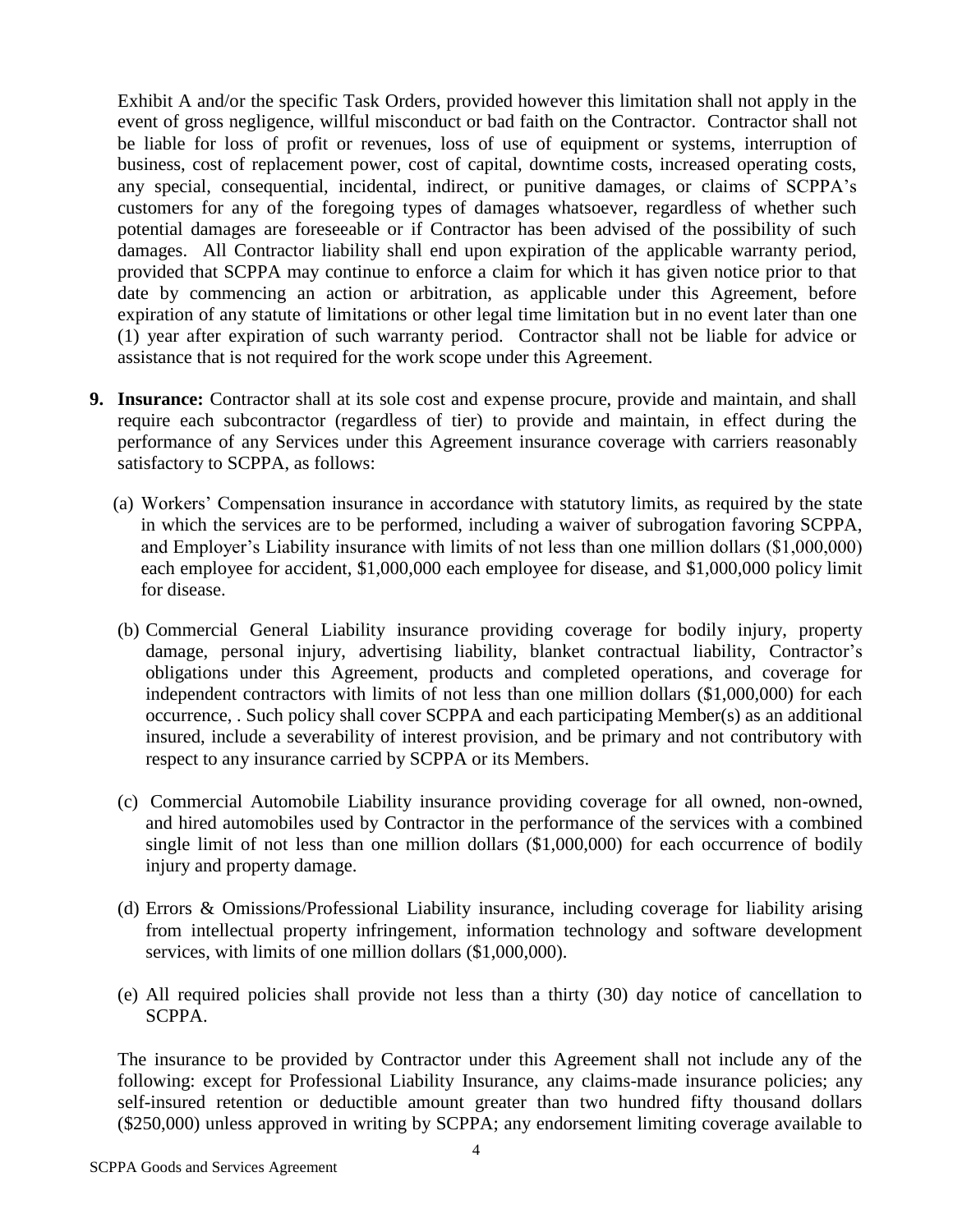Exhibit A and/or the specific Task Orders, provided however this limitation shall not apply in the event of gross negligence, willful misconduct or bad faith on the Contractor. Contractor shall not be liable for loss of profit or revenues, loss of use of equipment or systems, interruption of business, cost of replacement power, cost of capital, downtime costs, increased operating costs, any special, consequential, incidental, indirect, or punitive damages, or claims of SCPPA's customers for any of the foregoing types of damages whatsoever, regardless of whether such potential damages are foreseeable or if Contractor has been advised of the possibility of such damages. All Contractor liability shall end upon expiration of the applicable warranty period, provided that SCPPA may continue to enforce a claim for which it has given notice prior to that date by commencing an action or arbitration, as applicable under this Agreement, before expiration of any statute of limitations or other legal time limitation but in no event later than one (1) year after expiration of such warranty period. Contractor shall not be liable for advice or assistance that is not required for the work scope under this Agreement.

**9. Insurance:** Contractor shall at its sole cost and expense procure, provide and maintain, and shall require each subcontractor (regardless of tier) to provide and maintain, in effect during the performance of any Services under this Agreement insurance coverage with carriers reasonably satisfactory to SCPPA, as follows:

(a) Workers' Compensation insurance in accordance with statutory limits, as required by the state in which the services are to be performed, including a waiver of subrogation favoring SCPPA, and Employer's Liability insurance with limits of not less than one million dollars ($1,000,000) each employee for accident, $1,000,000 each employee for disease, and $1,000,000 policy limit for disease.

(b) Commercial General Liability insurance providing coverage for bodily injury, property damage, personal injury, advertising liability, blanket contractual liability, Contractor's obligations under this Agreement, products and completed operations, and coverage for independent contractors with limits of not less than one million dollars ($1,000,000) for each occurrence, . Such policy shall cover SCPPA and each participating Member(s) as an additional insured, include a severability of interest provision, and be primary and not contributory with respect to any insurance carried by SCPPA or its Members.

(c) Commercial Automobile Liability insurance providing coverage for all owned, non-owned, and hired automobiles used by Contractor in the performance of the services with a combined single limit of not less than one million dollars ($1,000,000) for each occurrence of bodily injury and property damage.

(d) Errors & Omissions/Professional Liability insurance, including coverage for liability arising from intellectual property infringement, information technology and software development services, with limits of one million dollars ($1,000,000).

(e) All required policies shall provide not less than a thirty (30) day notice of cancellation to SCPPA.

The insurance to be provided by Contractor under this Agreement shall not include any of the following: except for Professional Liability Insurance, any claims-made insurance policies; any self-insured retention or deductible amount greater than two hundred fifty thousand dollars ($250,000) unless approved in writing by SCPPA; any endorsement limiting coverage available to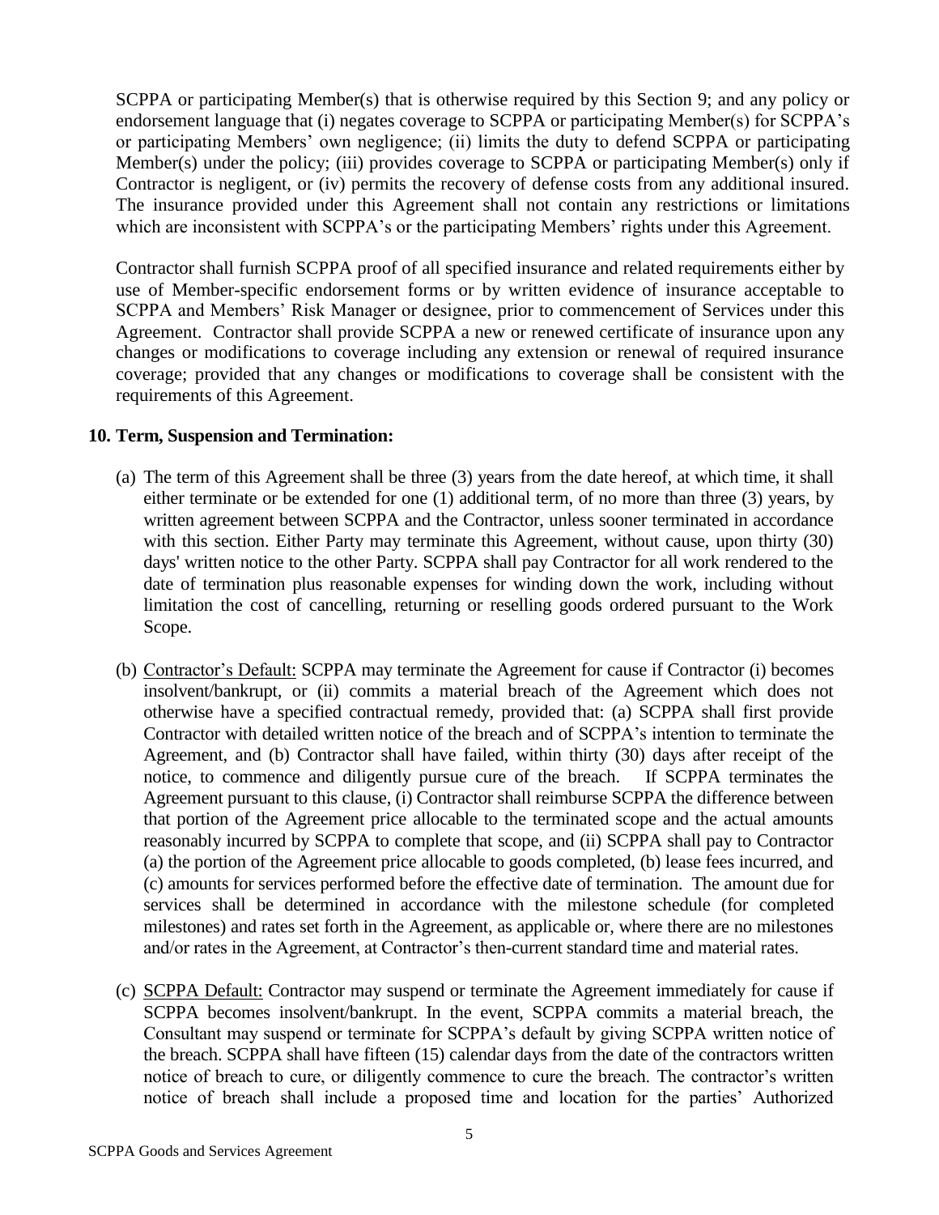SCPPA or participating Member(s) that is otherwise required by this Section 9; and any policy or endorsement language that (i) negates coverage to SCPPA or participating Member(s) for SCPPA's or participating Members' own negligence; (ii) limits the duty to defend SCPPA or participating Member(s) under the policy; (iii) provides coverage to SCPPA or participating Member(s) only if Contractor is negligent, or (iv) permits the recovery of defense costs from any additional insured. The insurance provided under this Agreement shall not contain any restrictions or limitations which are inconsistent with SCPPA's or the participating Members' rights under this Agreement.

Contractor shall furnish SCPPA proof of all specified insurance and related requirements either by use of Member-specific endorsement forms or by written evidence of insurance acceptable to SCPPA and Members' Risk Manager or designee, prior to commencement of Services under this Agreement. Contractor shall provide SCPPA a new or renewed certificate of insurance upon any changes or modifications to coverage including any extension or renewal of required insurance coverage; provided that any changes or modifications to coverage shall be consistent with the requirements of this Agreement.

**10. Term, Suspension and Termination:**

(a) The term of this Agreement shall be three (3) years from the date hereof, at which time, it shall either terminate or be extended for one (1) additional term, of no more than three (3) years, by written agreement between SCPPA and the Contractor, unless sooner terminated in accordance with this section. Either Party may terminate this Agreement, without cause, upon thirty (30) days' written notice to the other Party. SCPPA shall pay Contractor for all work rendered to the date of termination plus reasonable expenses for winding down the work, including without limitation the cost of cancelling, returning or reselling goods ordered pursuant to the Work Scope.

(b) Contractor's Default: SCPPA may terminate the Agreement for cause if Contractor (i) becomes insolvent/bankrupt, or (ii) commits a material breach of the Agreement which does not otherwise have a specified contractual remedy, provided that: (a) SCPPA shall first provide Contractor with detailed written notice of the breach and of SCPPA's intention to terminate the Agreement, and (b) Contractor shall have failed, within thirty (30) days after receipt of the notice, to commence and diligently pursue cure of the breach. If SCPPA terminates the Agreement pursuant to this clause, (i) Contractor shall reimburse SCPPA the difference between that portion of the Agreement price allocable to the terminated scope and the actual amounts reasonably incurred by SCPPA to complete that scope, and (ii) SCPPA shall pay to Contractor (a) the portion of the Agreement price allocable to goods completed, (b) lease fees incurred, and (c) amounts for services performed before the effective date of termination. The amount due for services shall be determined in accordance with the milestone schedule (for completed milestones) and rates set forth in the Agreement, as applicable or, where there are no milestones and/or rates in the Agreement, at Contractor's then-current standard time and material rates.

(c) SCPPA Default: Contractor may suspend or terminate the Agreement immediately for cause if SCPPA becomes insolvent/bankrupt. In the event, SCPPA commits a material breach, the Consultant may suspend or terminate for SCPPA's default by giving SCPPA written notice of the breach. SCPPA shall have fifteen (15) calendar days from the date of the contractors written notice of breach to cure, or diligently commence to cure the breach. The contractor's written notice of breach shall include a proposed time and location for the parties' Authorized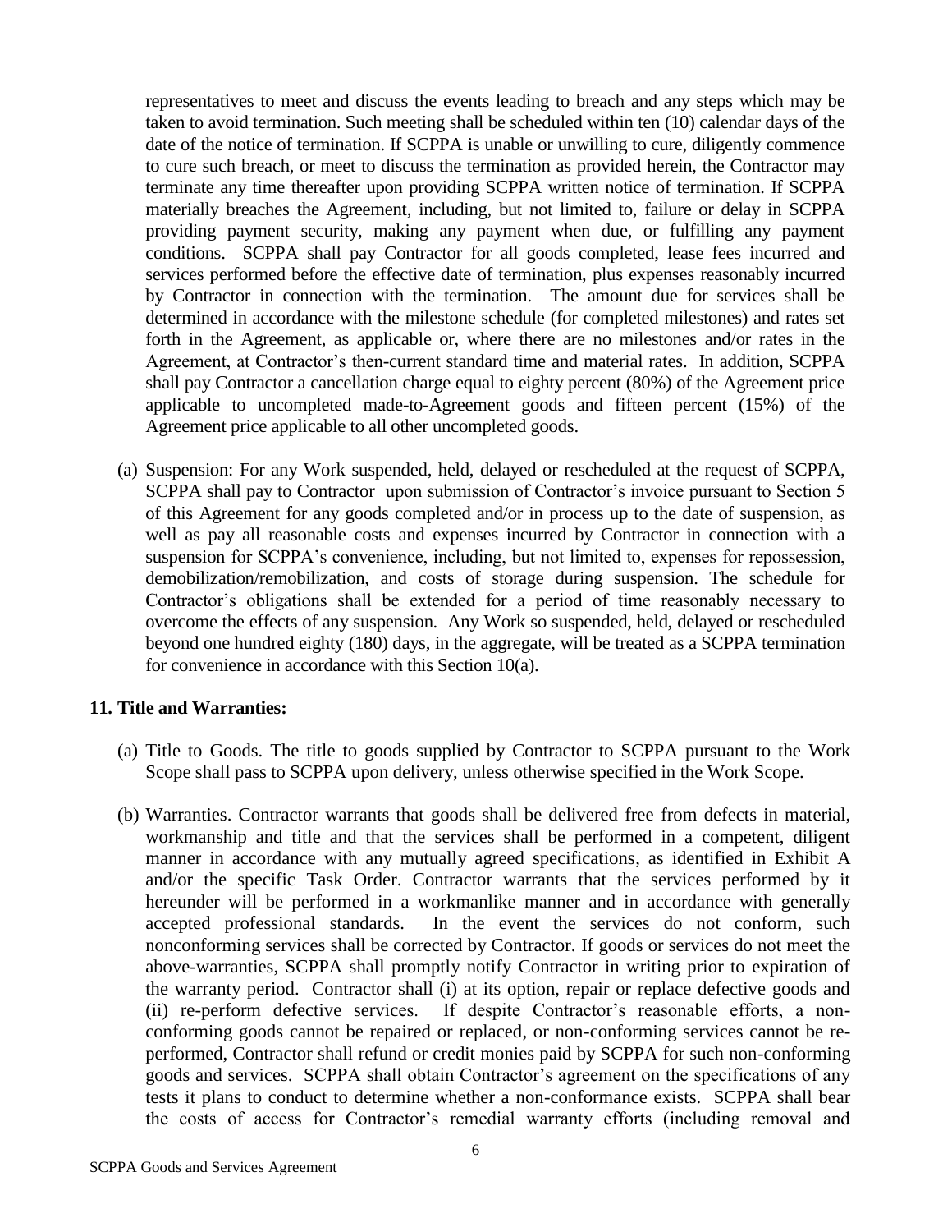representatives to meet and discuss the events leading to breach and any steps which may be taken to avoid termination. Such meeting shall be scheduled within ten (10) calendar days of the date of the notice of termination. If SCPPA is unable or unwilling to cure, diligently commence to cure such breach, or meet to discuss the termination as provided herein, the Contractor may terminate any time thereafter upon providing SCPPA written notice of termination. If SCPPA materially breaches the Agreement, including, but not limited to, failure or delay in SCPPA providing payment security, making any payment when due, or fulfilling any payment conditions. SCPPA shall pay Contractor for all goods completed, lease fees incurred and services performed before the effective date of termination, plus expenses reasonably incurred by Contractor in connection with the termination. The amount due for services shall be determined in accordance with the milestone schedule (for completed milestones) and rates set forth in the Agreement, as applicable or, where there are no milestones and/or rates in the Agreement, at Contractor's then-current standard time and material rates. In addition, SCPPA shall pay Contractor a cancellation charge equal to eighty percent (80%) of the Agreement price applicable to uncompleted made-to-Agreement goods and fifteen percent (15%) of the Agreement price applicable to all other uncompleted goods.

(a) Suspension: For any Work suspended, held, delayed or rescheduled at the request of SCPPA, SCPPA shall pay to Contractor upon submission of Contractor's invoice pursuant to Section 5 of this Agreement for any goods completed and/or in process up to the date of suspension, as well as pay all reasonable costs and expenses incurred by Contractor in connection with a suspension for SCPPA's convenience, including, but not limited to, expenses for repossession, demobilization/remobilization, and costs of storage during suspension. The schedule for Contractor's obligations shall be extended for a period of time reasonably necessary to overcome the effects of any suspension. Any Work so suspended, held, delayed or rescheduled beyond one hundred eighty (180) days, in the aggregate, will be treated as a SCPPA termination for convenience in accordance with this Section 10(a).

## 11. Title and Warranties:

(a) Title to Goods. The title to goods supplied by Contractor to SCPPA pursuant to the Work Scope shall pass to SCPPA upon delivery, unless otherwise specified in the Work Scope.

(b) Warranties. Contractor warrants that goods shall be delivered free from defects in material, workmanship and title and that the services shall be performed in a competent, diligent manner in accordance with any mutually agreed specifications, as identified in Exhibit A and/or the specific Task Order. Contractor warrants that the services performed by it hereunder will be performed in a workmanlike manner and in accordance with generally accepted professional standards. In the event the services do not conform, such nonconforming services shall be corrected by Contractor. If goods or services do not meet the above-warranties, SCPPA shall promptly notify Contractor in writing prior to expiration of the warranty period. Contractor shall (i) at its option, repair or replace defective goods and (ii) re-perform defective services. If despite Contractor's reasonable efforts, a non-conforming goods cannot be repaired or replaced, or non-conforming services cannot be re-performed, Contractor shall refund or credit monies paid by SCPPA for such non-conforming goods and services. SCPPA shall obtain Contractor's agreement on the specifications of any tests it plans to conduct to determine whether a non-conformance exists. SCPPA shall bear the costs of access for Contractor's remedial warranty efforts (including removal and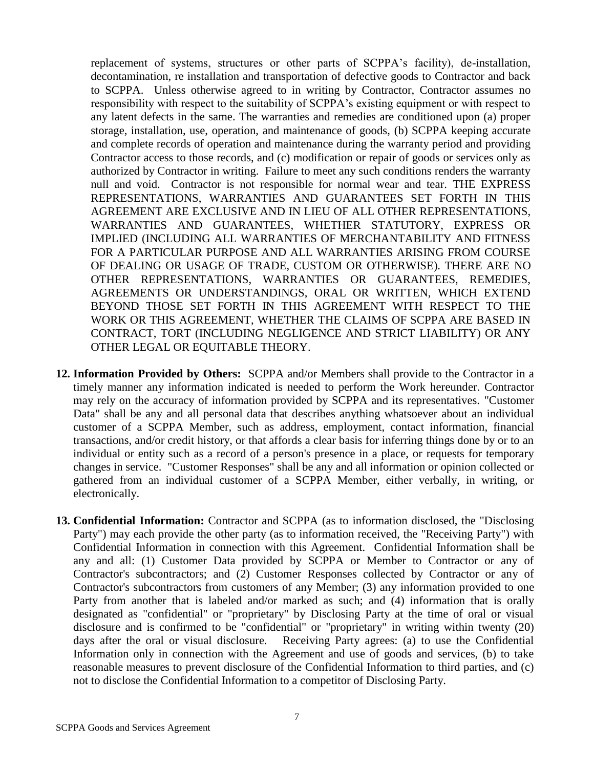replacement of systems, structures or other parts of SCPPA's facility), de-installation, decontamination, re installation and transportation of defective goods to Contractor and back to SCPPA. Unless otherwise agreed to in writing by Contractor, Contractor assumes no responsibility with respect to the suitability of SCPPA's existing equipment or with respect to any latent defects in the same. The warranties and remedies are conditioned upon (a) proper storage, installation, use, operation, and maintenance of goods, (b) SCPPA keeping accurate and complete records of operation and maintenance during the warranty period and providing Contractor access to those records, and (c) modification or repair of goods or services only as authorized by Contractor in writing. Failure to meet any such conditions renders the warranty null and void. Contractor is not responsible for normal wear and tear. THE EXPRESS REPRESENTATIONS, WARRANTIES AND GUARANTEES SET FORTH IN THIS AGREEMENT ARE EXCLUSIVE AND IN LIEU OF ALL OTHER REPRESENTATIONS, WARRANTIES AND GUARANTEES, WHETHER STATUTORY, EXPRESS OR IMPLIED (INCLUDING ALL WARRANTIES OF MERCHANTABILITY AND FITNESS FOR A PARTICULAR PURPOSE AND ALL WARRANTIES ARISING FROM COURSE OF DEALING OR USAGE OF TRADE, CUSTOM OR OTHERWISE). THERE ARE NO OTHER REPRESENTATIONS, WARRANTIES OR GUARANTEES, REMEDIES, AGREEMENTS OR UNDERSTANDINGS, ORAL OR WRITTEN, WHICH EXTEND BEYOND THOSE SET FORTH IN THIS AGREEMENT WITH RESPECT TO THE WORK OR THIS AGREEMENT, WHETHER THE CLAIMS OF SCPPA ARE BASED IN CONTRACT, TORT (INCLUDING NEGLIGENCE AND STRICT LIABILITY) OR ANY OTHER LEGAL OR EQUITABLE THEORY.

12. **Information Provided by Others:** SCPPA and/or Members shall provide to the Contractor in a timely manner any information indicated is needed to perform the Work hereunder. Contractor may rely on the accuracy of information provided by SCPPA and its representatives. "Customer Data" shall be any and all personal data that describes anything whatsoever about an individual customer of a SCPPA Member, such as address, employment, contact information, financial transactions, and/or credit history, or that affords a clear basis for inferring things done by or to an individual or entity such as a record of a person's presence in a place, or requests for temporary changes in service. "Customer Responses" shall be any and all information or opinion collected or gathered from an individual customer of a SCPPA Member, either verbally, in writing, or electronically.

13. **Confidential Information:** Contractor and SCPPA (as to information disclosed, the "Disclosing Party") may each provide the other party (as to information received, the "Receiving Party") with Confidential Information in connection with this Agreement. Confidential Information shall be any and all: (1) Customer Data provided by SCPPA or Member to Contractor or any of Contractor's subcontractors; and (2) Customer Responses collected by Contractor or any of Contractor's subcontractors from customers of any Member; (3) any information provided to one Party from another that is labeled and/or marked as such; and (4) information that is orally designated as "confidential" or "proprietary" by Disclosing Party at the time of oral or visual disclosure and is confirmed to be "confidential" or "proprietary" in writing within twenty (20) days after the oral or visual disclosure. Receiving Party agrees: (a) to use the Confidential Information only in connection with the Agreement and use of goods and services, (b) to take reasonable measures to prevent disclosure of the Confidential Information to third parties, and (c) not to disclose the Confidential Information to a competitor of Disclosing Party.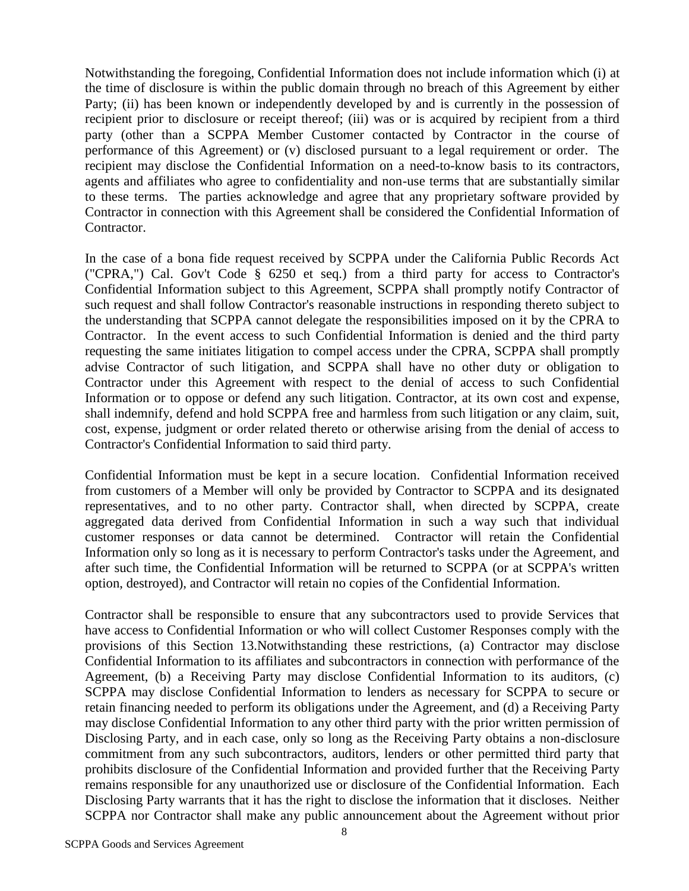Notwithstanding the foregoing, Confidential Information does not include information which (i) at the time of disclosure is within the public domain through no breach of this Agreement by either Party; (ii) has been known or independently developed by and is currently in the possession of recipient prior to disclosure or receipt thereof; (iii) was or is acquired by recipient from a third party (other than a SCPPA Member Customer contacted by Contractor in the course of performance of this Agreement) or (v) disclosed pursuant to a legal requirement or order. The recipient may disclose the Confidential Information on a need-to-know basis to its contractors, agents and affiliates who agree to confidentiality and non-use terms that are substantially similar to these terms. The parties acknowledge and agree that any proprietary software provided by Contractor in connection with this Agreement shall be considered the Confidential Information of Contractor.

In the case of a bona fide request received by SCPPA under the California Public Records Act ("CPRA,") Cal. Gov't Code § 6250 et seq.) from a third party for access to Contractor's Confidential Information subject to this Agreement, SCPPA shall promptly notify Contractor of such request and shall follow Contractor's reasonable instructions in responding thereto subject to the understanding that SCPPA cannot delegate the responsibilities imposed on it by the CPRA to Contractor. In the event access to such Confidential Information is denied and the third party requesting the same initiates litigation to compel access under the CPRA, SCPPA shall promptly advise Contractor of such litigation, and SCPPA shall have no other duty or obligation to Contractor under this Agreement with respect to the denial of access to such Confidential Information or to oppose or defend any such litigation. Contractor, at its own cost and expense, shall indemnify, defend and hold SCPPA free and harmless from such litigation or any claim, suit, cost, expense, judgment or order related thereto or otherwise arising from the denial of access to Contractor's Confidential Information to said third party.

Confidential Information must be kept in a secure location. Confidential Information received from customers of a Member will only be provided by Contractor to SCPPA and its designated representatives, and to no other party. Contractor shall, when directed by SCPPA, create aggregated data derived from Confidential Information in such a way such that individual customer responses or data cannot be determined. Contractor will retain the Confidential Information only so long as it is necessary to perform Contractor's tasks under the Agreement, and after such time, the Confidential Information will be returned to SCPPA (or at SCPPA's written option, destroyed), and Contractor will retain no copies of the Confidential Information.

Contractor shall be responsible to ensure that any subcontractors used to provide Services that have access to Confidential Information or who will collect Customer Responses comply with the provisions of this Section 13.Notwithstanding these restrictions, (a) Contractor may disclose Confidential Information to its affiliates and subcontractors in connection with performance of the Agreement, (b) a Receiving Party may disclose Confidential Information to its auditors, (c) SCPPA may disclose Confidential Information to lenders as necessary for SCPPA to secure or retain financing needed to perform its obligations under the Agreement, and (d) a Receiving Party may disclose Confidential Information to any other third party with the prior written permission of Disclosing Party, and in each case, only so long as the Receiving Party obtains a non-disclosure commitment from any such subcontractors, auditors, lenders or other permitted third party that prohibits disclosure of the Confidential Information and provided further that the Receiving Party remains responsible for any unauthorized use or disclosure of the Confidential Information. Each Disclosing Party warrants that it has the right to disclose the information that it discloses. Neither SCPPA nor Contractor shall make any public announcement about the Agreement without prior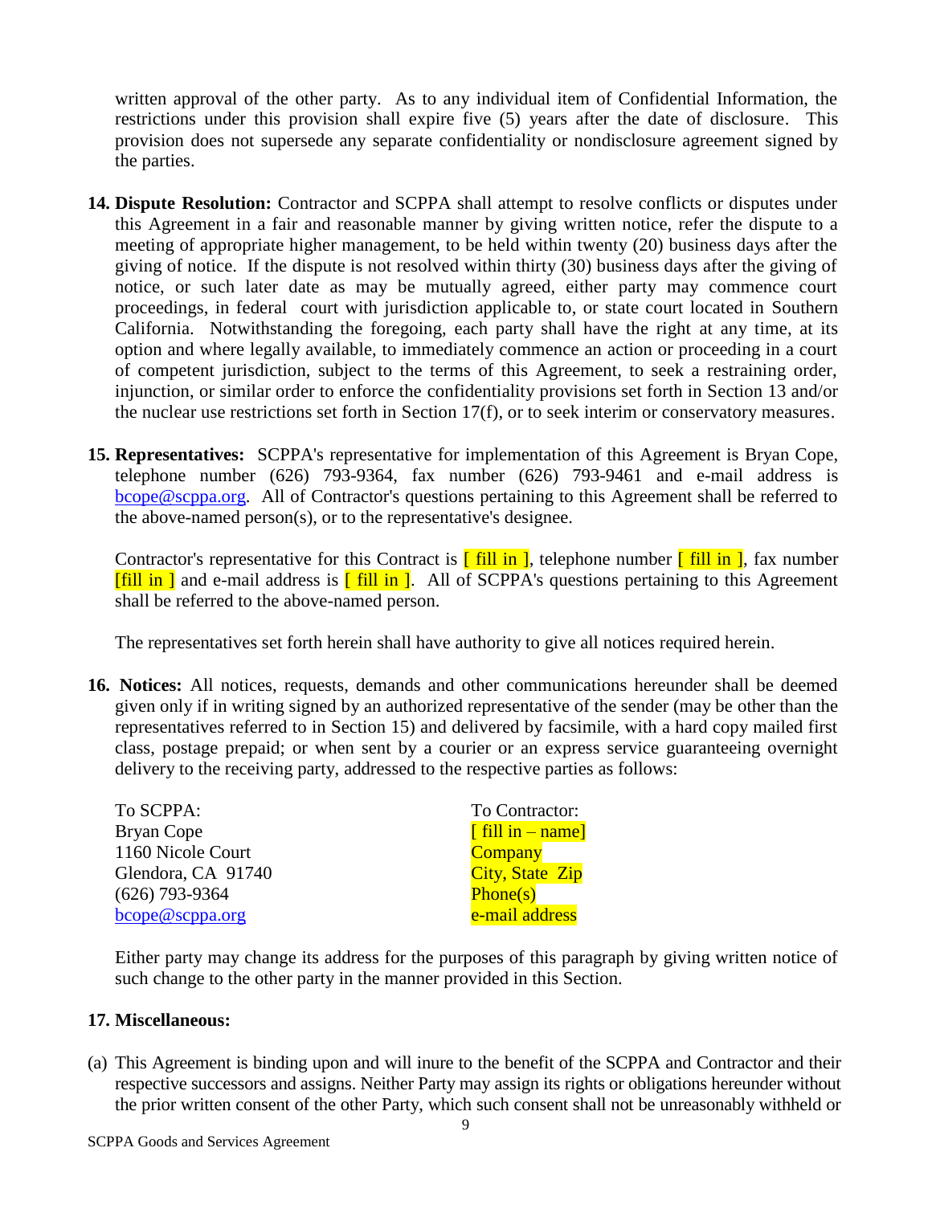written approval of the other party. As to any individual item of Confidential Information, the restrictions under this provision shall expire five (5) years after the date of disclosure. This provision does not supersede any separate confidentiality or nondisclosure agreement signed by the parties.

**14. Dispute Resolution:** Contractor and SCPPA shall attempt to resolve conflicts or disputes under this Agreement in a fair and reasonable manner by giving written notice, refer the dispute to a meeting of appropriate higher management, to be held within twenty (20) business days after the giving of notice. If the dispute is not resolved within thirty (30) business days after the giving of notice, or such later date as may be mutually agreed, either party may commence court proceedings, in federal court with jurisdiction applicable to, or state court located in Southern California. Notwithstanding the foregoing, each party shall have the right at any time, at its option and where legally available, to immediately commence an action or proceeding in a court of competent jurisdiction, subject to the terms of this Agreement, to seek a restraining order, injunction, or similar order to enforce the confidentiality provisions set forth in Section 13 and/or the nuclear use restrictions set forth in Section 17(f), or to seek interim or conservatory measures.

**15. Representatives:** SCPPA's representative for implementation of this Agreement is Bryan Cope, telephone number (626) 793-9364, fax number (626) 793-9461 and e-mail address is bcope@scppa.org. All of Contractor's questions pertaining to this Agreement shall be referred to the above-named person(s), or to the representative's designee.

Contractor's representative for this Contract is [ fill in ], telephone number [ fill in ], fax number [fill in ] and e-mail address is [ fill in ]. All of SCPPA's questions pertaining to this Agreement shall be referred to the above-named person.

The representatives set forth herein shall have authority to give all notices required herein.

**16. Notices:** All notices, requests, demands and other communications hereunder shall be deemed given only if in writing signed by an authorized representative of the sender (may be other than the representatives referred to in Section 15) and delivered by facsimile, with a hard copy mailed first class, postage prepaid; or when sent by a courier or an express service guaranteeing overnight delivery to the receiving party, addressed to the respective parties as follows:

| To SCPPA: | To Contractor: |
|---|---|
| Bryan Cope | [ fill in – name] |
| 1160 Nicole Court | Company |
| Glendora, CA 91740 | City, State Zip |
| (626) 793-9364 | Phone(s) |
| bcope@scppa.org | e-mail address |

Either party may change its address for the purposes of this paragraph by giving written notice of such change to the other party in the manner provided in this Section.

**17. Miscellaneous:**

(a) This Agreement is binding upon and will inure to the benefit of the SCPPA and Contractor and their respective successors and assigns. Neither Party may assign its rights or obligations hereunder without the prior written consent of the other Party, which such consent shall not be unreasonably withheld or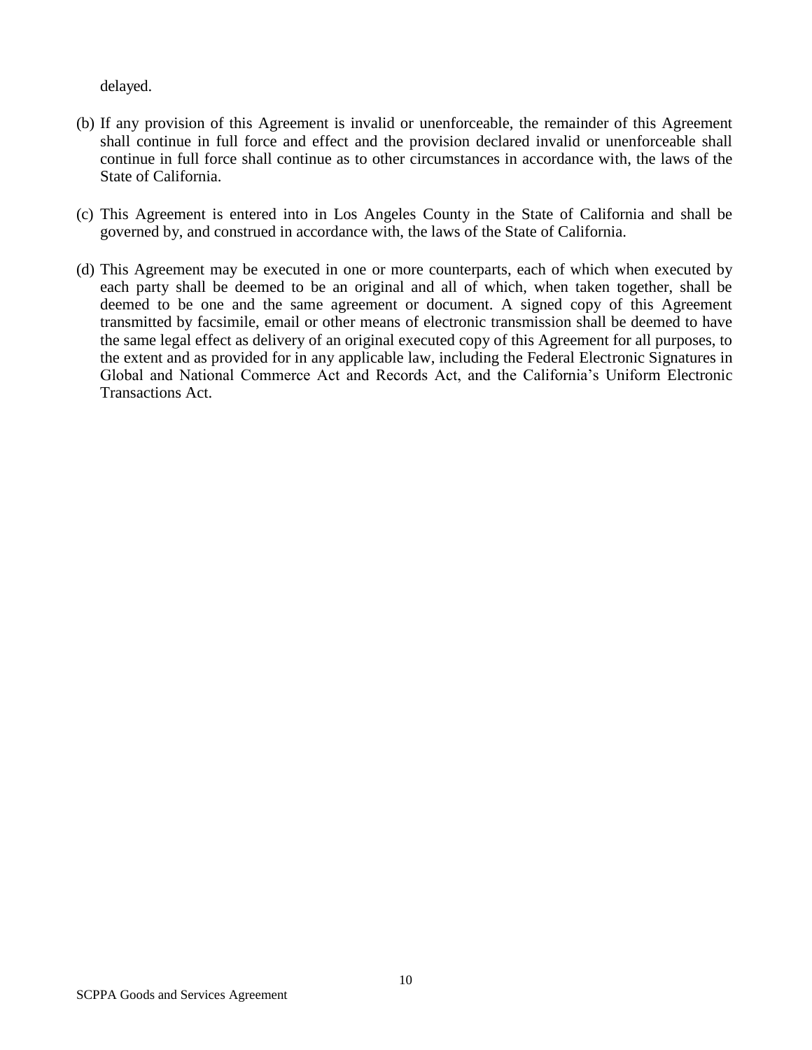delayed.

(b) If any provision of this Agreement is invalid or unenforceable, the remainder of this Agreement shall continue in full force and effect and the provision declared invalid or unenforceable shall continue in full force shall continue as to other circumstances in accordance with, the laws of the State of California.

(c) This Agreement is entered into in Los Angeles County in the State of California and shall be governed by, and construed in accordance with, the laws of the State of California.

(d) This Agreement may be executed in one or more counterparts, each of which when executed by each party shall be deemed to be an original and all of which, when taken together, shall be deemed to be one and the same agreement or document. A signed copy of this Agreement transmitted by facsimile, email or other means of electronic transmission shall be deemed to have the same legal effect as delivery of an original executed copy of this Agreement for all purposes, to the extent and as provided for in any applicable law, including the Federal Electronic Signatures in Global and National Commerce Act and Records Act, and the California's Uniform Electronic Transactions Act.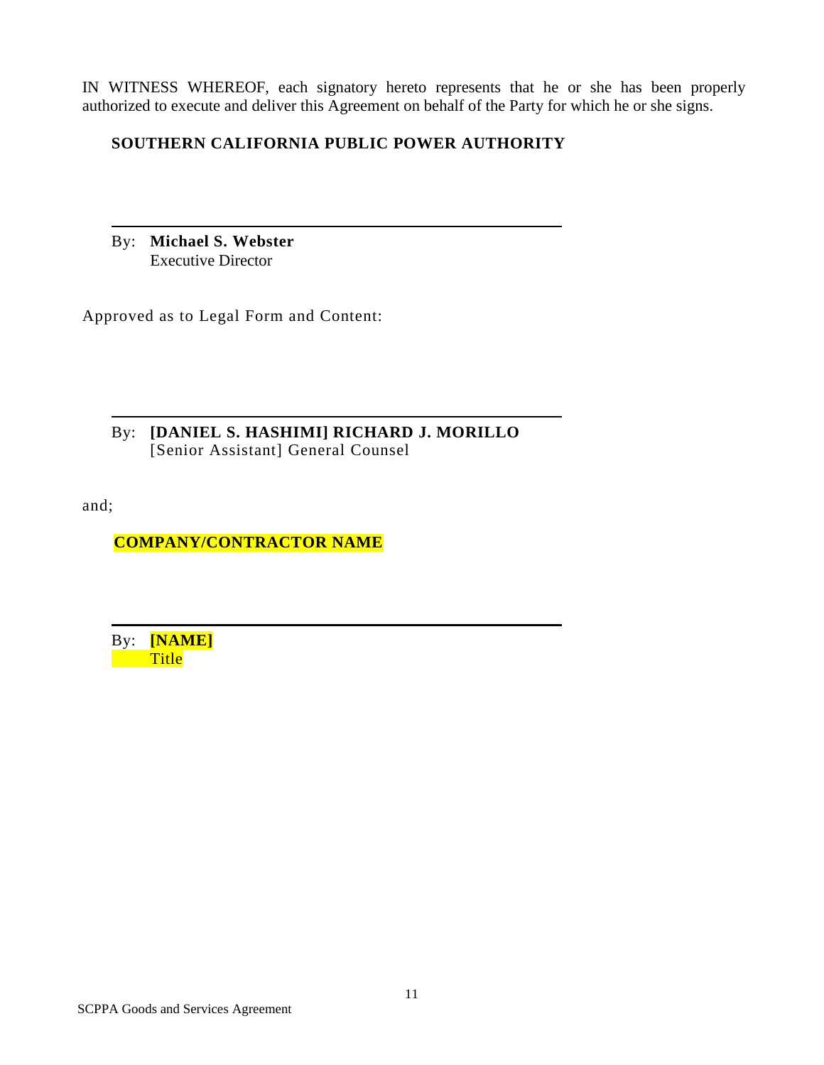IN WITNESS WHEREOF, each signatory hereto represents that he or she has been properly authorized to execute and deliver this Agreement on behalf of the Party for which he or she signs.

**SOUTHERN CALIFORNIA PUBLIC POWER AUTHORITY**

\_\_\_\_\_\_\_\_\_\_\_\_\_\_\_\_\_\_\_\_\_\_\_\_\_\_\_\_\_\_\_\_\_\_\_\_\_\_\_\_

By: **Michael S. Webster**
Executive Director

Approved as to Legal Form and Content:

\_\_\_\_\_\_\_\_\_\_\_\_\_\_\_\_\_\_\_\_\_\_\_\_\_\_\_\_\_\_\_\_\_\_\_\_\_\_\_\_

By: **[DANIEL S. HASHIMI] RICHARD J. MORILLO**
[Senior Assistant] General Counsel

and;

**COMPANY/CONTRACTOR NAME**

\_\_\_\_\_\_\_\_\_\_\_\_\_\_\_\_\_\_\_\_\_\_\_\_\_\_\_\_\_\_\_\_\_\_\_\_\_\_\_\_

By: **[NAME]**
Title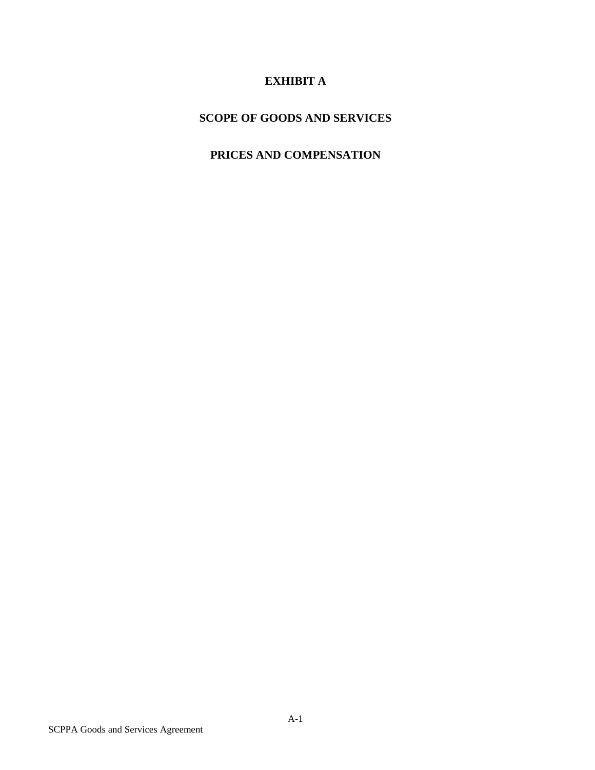# EXHIBIT A

## SCOPE OF GOODS AND SERVICES

## PRICES AND COMPENSATION